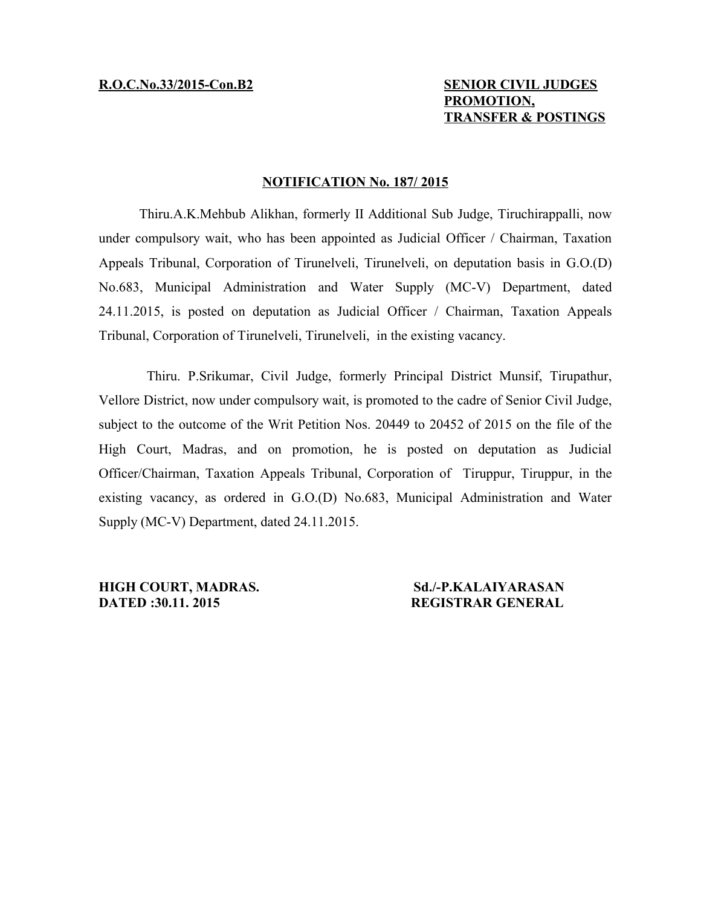**R.O.C.No.33/2015-Con.B2**

**SENIOR CIVIL JUDGES PROMOTION, TRANSFER & POSTINGS**

## NOTIFICATION No. 187/ 2015

Thiru.A.K.Mehbub Alikhan, formerly II Additional Sub Judge, Tiruchirappalli, now under compulsory wait, who has been appointed as Judicial Officer / Chairman, Taxation Appeals Tribunal, Corporation of Tirunelveli, Tirunelveli, on deputation basis in G.O.(D) No.683, Municipal Administration and Water Supply (MC-V) Department, dated 24.11.2015, is posted on deputation as Judicial Officer / Chairman, Taxation Appeals Tribunal, Corporation of Tirunelveli, Tirunelveli, in the existing vacancy.

Thiru. P.Srikumar, Civil Judge, formerly Principal District Munsif, Tirupathur, Vellore District, now under compulsory wait, is promoted to the cadre of Senior Civil Judge, subject to the outcome of the Writ Petition Nos. 20449 to 20452 of 2015 on the file of the High Court, Madras, and on promotion, he is posted on deputation as Judicial Officer/Chairman, Taxation Appeals Tribunal, Corporation of Tiruppur, Tiruppur, in the existing vacancy, as ordered in G.O.(D) No.683, Municipal Administration and Water Supply (MC-V) Department, dated 24.11.2015.

**HIGH COURT, MADRAS.**
**DATED :30.11. 2015**

**Sd./-P.KALAIYARASAN**
**REGISTRAR GENERAL**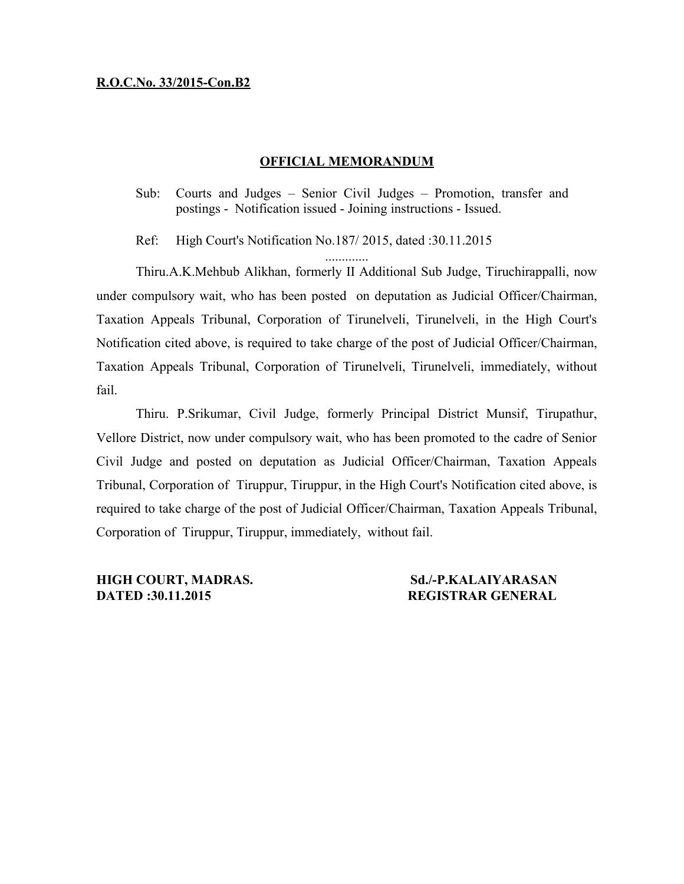**R.O.C.No. 33/2015-Con.B2**

## OFFICIAL MEMORANDUM

Sub: Courts and Judges – Senior Civil Judges – Promotion, transfer and postings - Notification issued - Joining instructions - Issued.

Ref: High Court's Notification No.187/ 2015, dated :30.11.2015

.............

Thiru.A.K.Mehbub Alikhan, formerly II Additional Sub Judge, Tiruchirappalli, now under compulsory wait, who has been posted on deputation as Judicial Officer/Chairman, Taxation Appeals Tribunal, Corporation of Tirunelveli, Tirunelveli, in the High Court's Notification cited above, is required to take charge of the post of Judicial Officer/Chairman, Taxation Appeals Tribunal, Corporation of Tirunelveli, Tirunelveli, immediately, without fail.

Thiru. P.Srikumar, Civil Judge, formerly Principal District Munsif, Tirupathur, Vellore District, now under compulsory wait, who has been promoted to the cadre of Senior Civil Judge and posted on deputation as Judicial Officer/Chairman, Taxation Appeals Tribunal, Corporation of Tiruppur, Tiruppur, in the High Court's Notification cited above, is required to take charge of the post of Judicial Officer/Chairman, Taxation Appeals Tribunal, Corporation of Tiruppur, Tiruppur, immediately, without fail.

**HIGH COURT, MADRAS.**
**DATED :30.11.2015**

**Sd./-P.KALAIYARASAN**
**REGISTRAR GENERAL**